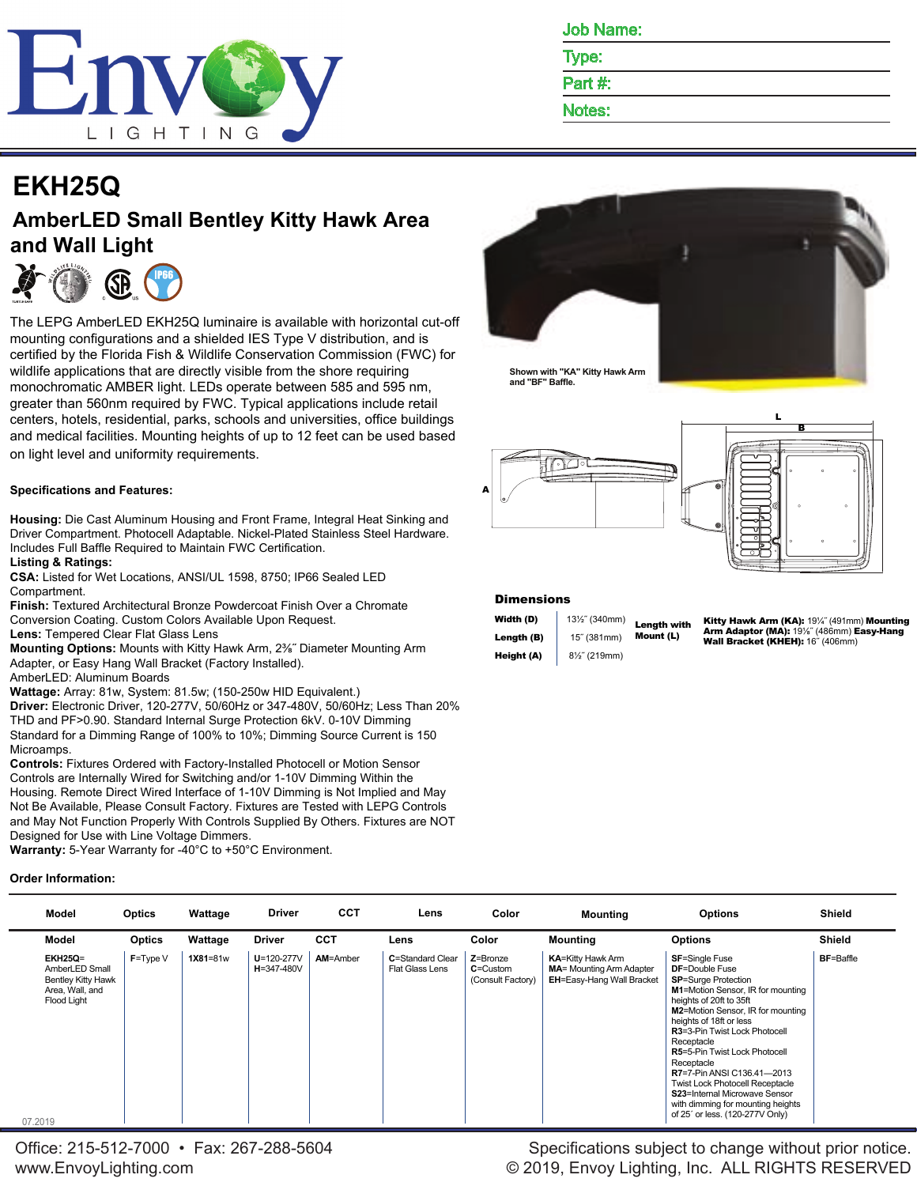Job Name:

Type:

Part #:

Notes:

# EKH25Q

## AmberLED Small Bentley Kitty Hawk Area and Wall Light

The LEPG AmberLED EKH25Q luminaire is available with horizontal cut-off mounting configurations and a shielded IES Type V distribution, and is certified by the Florida Fish & Wildlife Conservation Commission (FWC) for wildlife applications that are directly visible from the shore requiring monochromatic AMBER light. LEDs operate between 585 and 595 nm, greater than 560nm required by FWC. Typical applications include retail centers, hotels, residential, parks, schools and universities, office buildings and medical facilities. Mounting heights of up to 12 feet can be used based on light level and uniformity requirements.

Shown with "KA" Kitty Hawk Arm and "BF" Baffle.

### Specifications and Features:

**Housing:** Die Cast Aluminum Housing and Front Frame, Integral Heat Sinking and Driver Compartment. Photocell Adaptable. Nickel-Plated Stainless Steel Hardware. Includes Full Baffle Required to Maintain FWC Certification.
**Listing & Ratings:**
**CSA:** Listed for Wet Locations, ANSI/UL 1598, 8750; IP66 Sealed LED Compartment.
**Finish:** Textured Architectural Bronze Powdercoat Finish Over a Chromate Conversion Coating. Custom Colors Available Upon Request.
**Lens:** Tempered Clear Flat Glass Lens
**Mounting Options:** Mounts with Kitty Hawk Arm, 2⅜˝ Diameter Mounting Arm Adapter, or Easy Hang Wall Bracket (Factory Installed).
AmberLED: Aluminum Boards
**Wattage:** Array: 81w, System: 81.5w; (150-250w HID Equivalent.)
**Driver:** Electronic Driver, 120-277V, 50/60Hz or 347-480V, 50/60Hz; Less Than 20% THD and PF>0.90. Standard Internal Surge Protection 6kV. 0-10V Dimming Standard for a Dimming Range of 100% to 10%; Dimming Source Current is 150 Microamps.
**Controls:** Fixtures Ordered with Factory-Installed Photocell or Motion Sensor Controls are Internally Wired for Switching and/or 1-10V Dimming Within the Housing. Remote Direct Wired Interface of 1-10V Dimming is Not Implied and May Not Be Available, Please Consult Factory. Fixtures are Tested with LEPG Controls and May Not Function Properly With Controls Supplied By Others. Fixtures are NOT Designed for Use with Line Voltage Dimmers.
**Warranty:** 5-Year Warranty for -40°C to +50°C Environment.

### Dimensions

| | | | |
|---|---|---|---|
| **Width (D)** | 13½˝ (340mm) | **Length with Mount (L)** | **Kitty Hawk Arm (KA):** 19¼˝ (491mm) **Mounting Arm Adaptor (MA):** 19⅛˝ (486mm) **Easy-Hang Wall Bracket (KHEH):** 16˝ (406mm) |
| **Length (B)** | 15˝ (381mm) | | |
| **Height (A)** | 8½˝ (219mm) | | |

### Order Information:

| Model | Optics | Wattage | Driver | CCT | Lens | Color | Mounting | Options | Shield |
|---|---|---|---|---|---|---|---|---|---|
| **EKH25Q**= AmberLED Small Bentley Kitty Hawk Area, Wall, and Flood Light | **F**=Type V | **1X81**=81w | **U**=120-277V **H**=347-480V | **AM**=Amber | **C**=Standard Clear Flat Glass Lens | **Z**=Bronze **C**=Custom (Consult Factory) | **KA**=Kitty Hawk Arm **MA**= Mounting Arm Adapter **EH**=Easy-Hang Wall Bracket | **SF**=Single Fuse **DF**=Double Fuse **SP**=Surge Protection **M1**=Motion Sensor, IR for mounting heights of 20ft to 35ft **M2**=Motion Sensor, IR for mounting heights of 18ft or less **R3**=3-Pin Twist Lock Photocell Receptacle **R5**=5-Pin Twist Lock Photocell Receptacle **R7**=7-Pin ANSI C136.41—2013 Twist Lock Photocell Receptacle **S23**=Internal Microwave Sensor with dimming for mounting heights of 25´ or less. (120-277V Only) | **BF**=Baffle |

07.2019

Office: 215-512-7000 • Fax: 267-288-5604
www.EnvoyLighting.com

Specifications subject to change without prior notice.
© 2019, Envoy Lighting, Inc. ALL RIGHTS RESERVED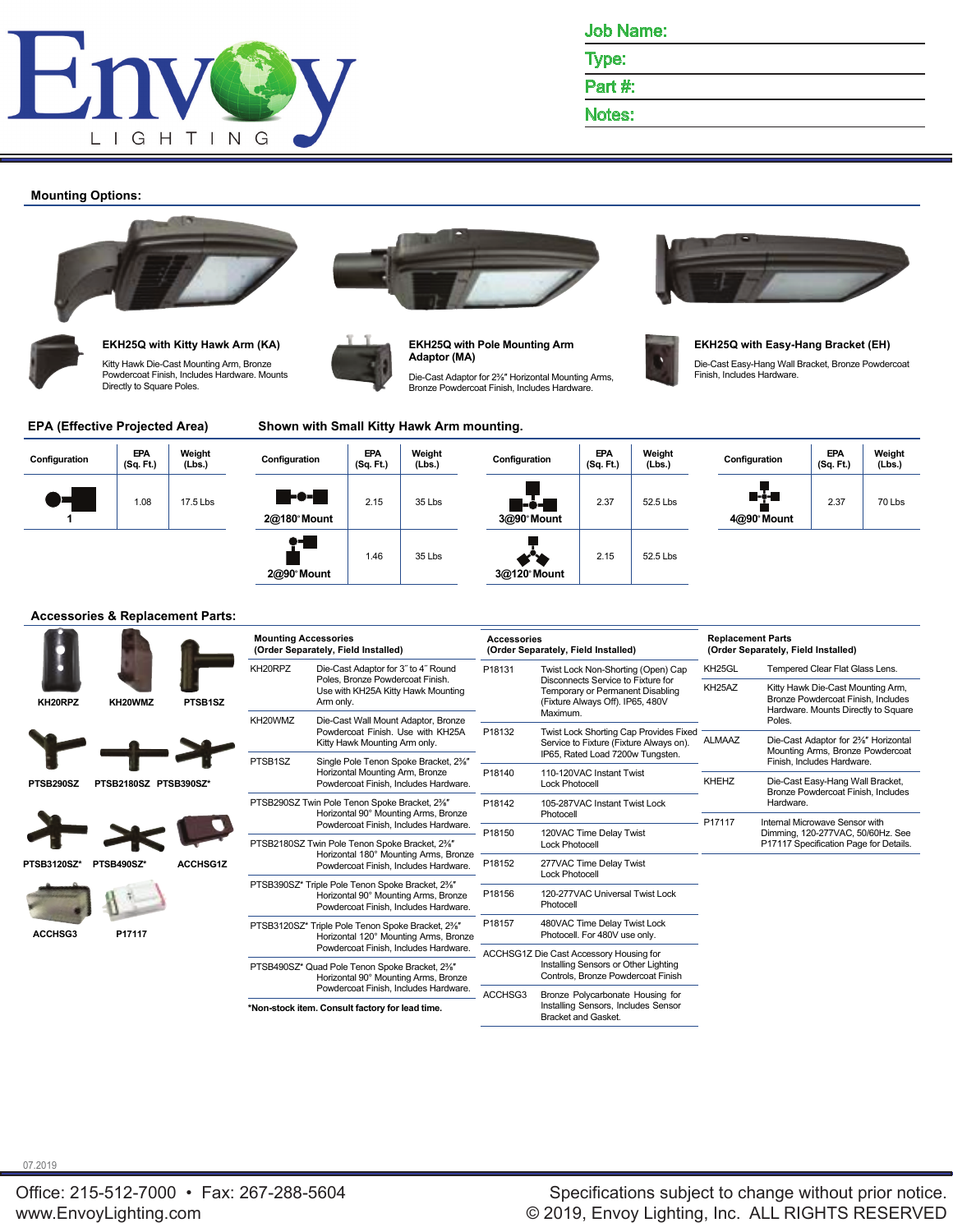Job Name:

Type:

Part #:

Notes:

## Mounting Options:

**EKH25Q with Kitty Hawk Arm (KA)**

Kitty Hawk Die-Cast Mounting Arm, Bronze Powdercoat Finish, Includes Hardware. Mounts Directly to Square Poles.

**EKH25Q with Pole Mounting Arm Adaptor (MA)**

Die-Cast Adaptor for 2⅜″ Horizontal Mounting Arms, Bronze Powdercoat Finish, Includes Hardware.

**EKH25Q with Easy-Hang Bracket (EH)**

Die-Cast Easy-Hang Wall Bracket, Bronze Powdercoat Finish, Includes Hardware.

## EPA (Effective Projected Area) — Shown with Small Kitty Hawk Arm mounting.

| Configuration | EPA (Sq. Ft.) | Weight (Lbs.) |
|---|---|---|
| 1 | 1.08 | 17.5 Lbs |
| 2@180° Mount | 2.15 | 35 Lbs |
| 2@90° Mount | 1.46 | 35 Lbs |
| 3@90° Mount | 2.37 | 52.5 Lbs |
| 3@120° Mount | 2.15 | 52.5 Lbs |
| 4@90° Mount | 2.37 | 70 Lbs |

## Accessories & Replacement Parts:

KH20RPZ, KH20WMZ, PTSB1SZ, PTSB290SZ, PTSB2180SZ, PTSB390SZ*, PTSB3120SZ*, PTSB490SZ*, ACCHSG1Z, ACCHSG3, P17117

**Mounting Accessories (Order Separately, Field Installed)**

| Part | Description |
|---|---|
| KH20RPZ | Die-Cast Adaptor for 3″ to 4″ Round Poles, Bronze Powdercoat Finish. Use with KH25A Kitty Hawk Mounting Arm only. |
| KH20WMZ | Die-Cast Wall Mount Adaptor, Bronze Powdercoat Finish. Use with KH25A Kitty Hawk Mounting Arm only. |
| PTSB1SZ | Single Pole Tenon Spoke Bracket, 2⅜″ Horizontal Mounting Arm, Bronze Powdercoat Finish, Includes Hardware. |
| PTSB290SZ | Twin Pole Tenon Spoke Bracket, 2⅜″ Horizontal 90° Mounting Arms, Bronze Powdercoat Finish, Includes Hardware. |
| PTSB2180SZ | Twin Pole Tenon Spoke Bracket, 2⅜″ Horizontal 180° Mounting Arms, Bronze Powdercoat Finish, Includes Hardware. |
| PTSB390SZ* | Triple Pole Tenon Spoke Bracket, 2⅜″ Horizontal 90° Mounting Arms, Bronze Powdercoat Finish, Includes Hardware. |
| PTSB3120SZ* | Triple Pole Tenon Spoke Bracket, 2⅜″ Horizontal 120° Mounting Arms, Bronze Powdercoat Finish, Includes Hardware. |
| PTSB490SZ* | Quad Pole Tenon Spoke Bracket, 2⅜″ Horizontal 90° Mounting Arms, Bronze Powdercoat Finish, Includes Hardware. |

***Non-stock item. Consult factory for lead time.**

**Accessories (Order Separately, Field Installed)**

| Part | Description |
|---|---|
| P18131 | Twist Lock Non-Shorting (Open) Cap Disconnects Service to Fixture for Temporary or Permanent Disabling (Fixture Always Off). IP65, 480V Maximum. |
| P18132 | Twist Lock Shorting Cap Provides Fixed Service to Fixture (Fixture Always on). IP65, Rated Load 7200w Tungsten. |
| P18140 | 110-120VAC Instant Twist Lock Photocell |
| P18142 | 105-287VAC Instant Twist Lock Photocell |
| P18150 | 120VAC Time Delay Twist Lock Photocell |
| P18152 | 277VAC Time Delay Twist Lock Photocell |
| P18156 | 120-277VAC Universal Twist Lock Photocell |
| P18157 | 480VAC Time Delay Twist Lock Photocell. For 480V use only. |
| ACCHSG1Z | Die Cast Accessory Housing for Installing Sensors or Other Lighting Controls, Bronze Powdercoat Finish |
| ACCHSG3 | Bronze Polycarbonate Housing for Installing Sensors, Includes Sensor Bracket and Gasket. |

**Replacement Parts (Order Separately, Field Installed)**

| Part | Description |
|---|---|
| KH25GL | Tempered Clear Flat Glass Lens. |
| KH25AZ | Kitty Hawk Die-Cast Mounting Arm, Bronze Powdercoat Finish, Includes Hardware. Mounts Directly to Square Poles. |
| ALMAAZ | Die-Cast Adaptor for 2⅜″ Horizontal Mounting Arms, Bronze Powdercoat Finish, Includes Hardware. |
| KHEHZ | Die-Cast Easy-Hang Wall Bracket, Bronze Powdercoat Finish, Includes Hardware. |
| P17117 | Internal Microwave Sensor with Dimming, 120-277VAC, 50/60Hz. See P17117 Specification Page for Details. |

07.2019

Office: 215-512-7000 • Fax: 267-288-5604
www.EnvoyLighting.com

Specifications subject to change without prior notice.
© 2019, Envoy Lighting, Inc. ALL RIGHTS RESERVED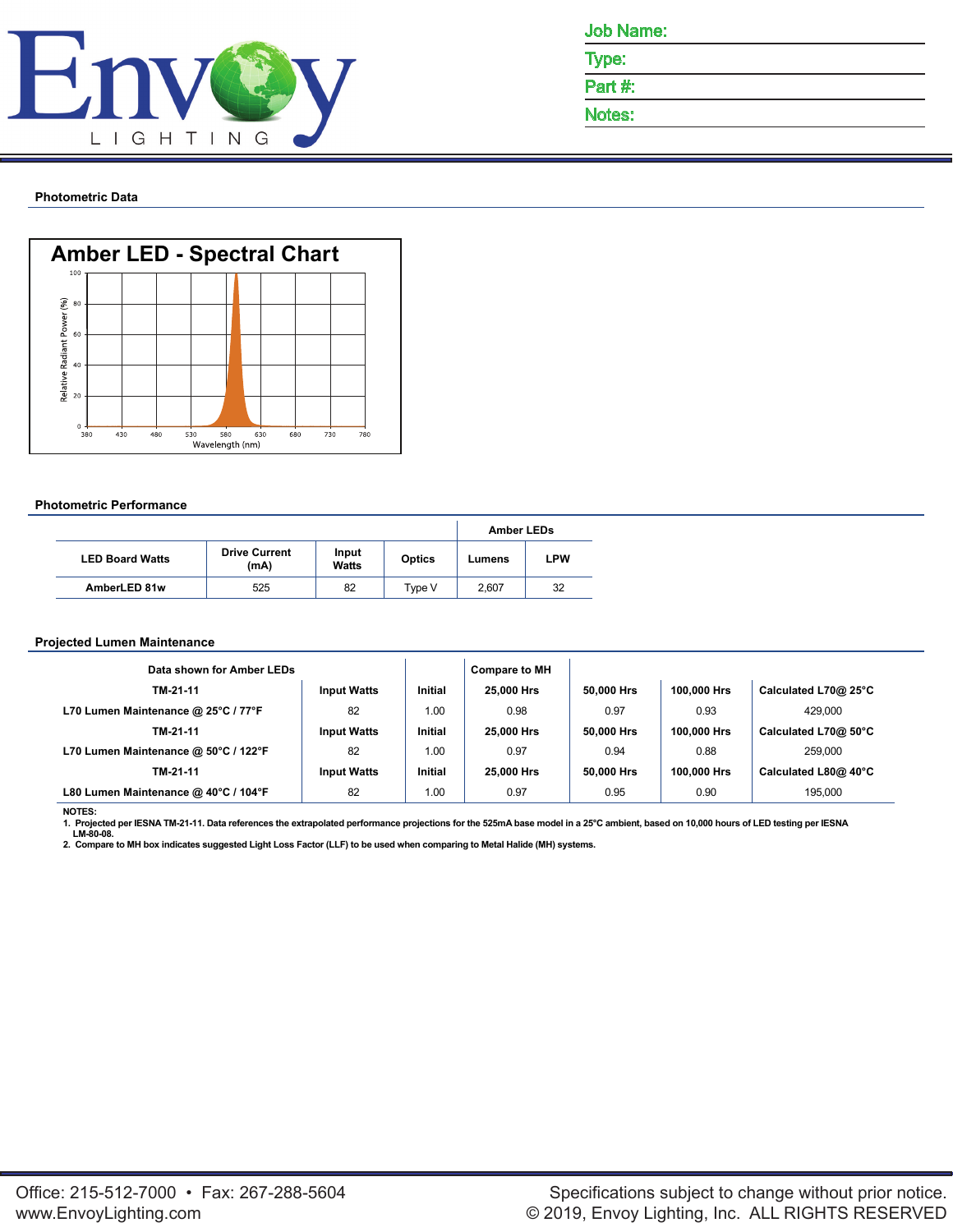Job Name:

Type:

Part #:

Notes:

## Photometric Data

Amber LED - Spectral Chart

Relative Radiant Power (%)

100
80
60
40
20
0

380 430 480 530 580 630 680 730 780

Wavelength (nm)

## Photometric Performance

| | | | | Amber LEDs | |
|---|---|---|---|---|---|
| LED Board Watts | Drive Current (mA) | Input Watts | Optics | Lumens | LPW |
| AmberLED 81w | 525 | 82 | Type V | 2,607 | 32 |

## Projected Lumen Maintenance

| Data shown for Amber LEDs | | | Compare to MH | | | |
|---|---|---|---|---|---|---|
| TM-21-11 | Input Watts | Initial | 25,000 Hrs | 50,000 Hrs | 100,000 Hrs | Calculated L70@ 25°C |
| L70 Lumen Maintenance @ 25°C / 77°F | 82 | 1.00 | 0.98 | 0.97 | 0.93 | 429,000 |
| TM-21-11 | Input Watts | Initial | 25,000 Hrs | 50,000 Hrs | 100,000 Hrs | Calculated L70@ 50°C |
| L70 Lumen Maintenance @ 50°C / 122°F | 82 | 1.00 | 0.97 | 0.94 | 0.88 | 259,000 |
| TM-21-11 | Input Watts | Initial | 25,000 Hrs | 50,000 Hrs | 100,000 Hrs | Calculated L80@ 40°C |
| L80 Lumen Maintenance @ 40°C / 104°F | 82 | 1.00 | 0.97 | 0.95 | 0.90 | 195,000 |

NOTES:

1. Projected per IESNA TM-21-11. Data references the extrapolated performance projections for the 525mA base model in a 25°C ambient, based on 10,000 hours of LED testing per IESNA LM-80-08.
2. Compare to MH box indicates suggested Light Loss Factor (LLF) to be used when comparing to Metal Halide (MH) systems.

Office: 215-512-7000 • Fax: 267-288-5604
www.EnvoyLighting.com

Specifications subject to change without prior notice.
© 2019, Envoy Lighting, Inc. ALL RIGHTS RESERVED